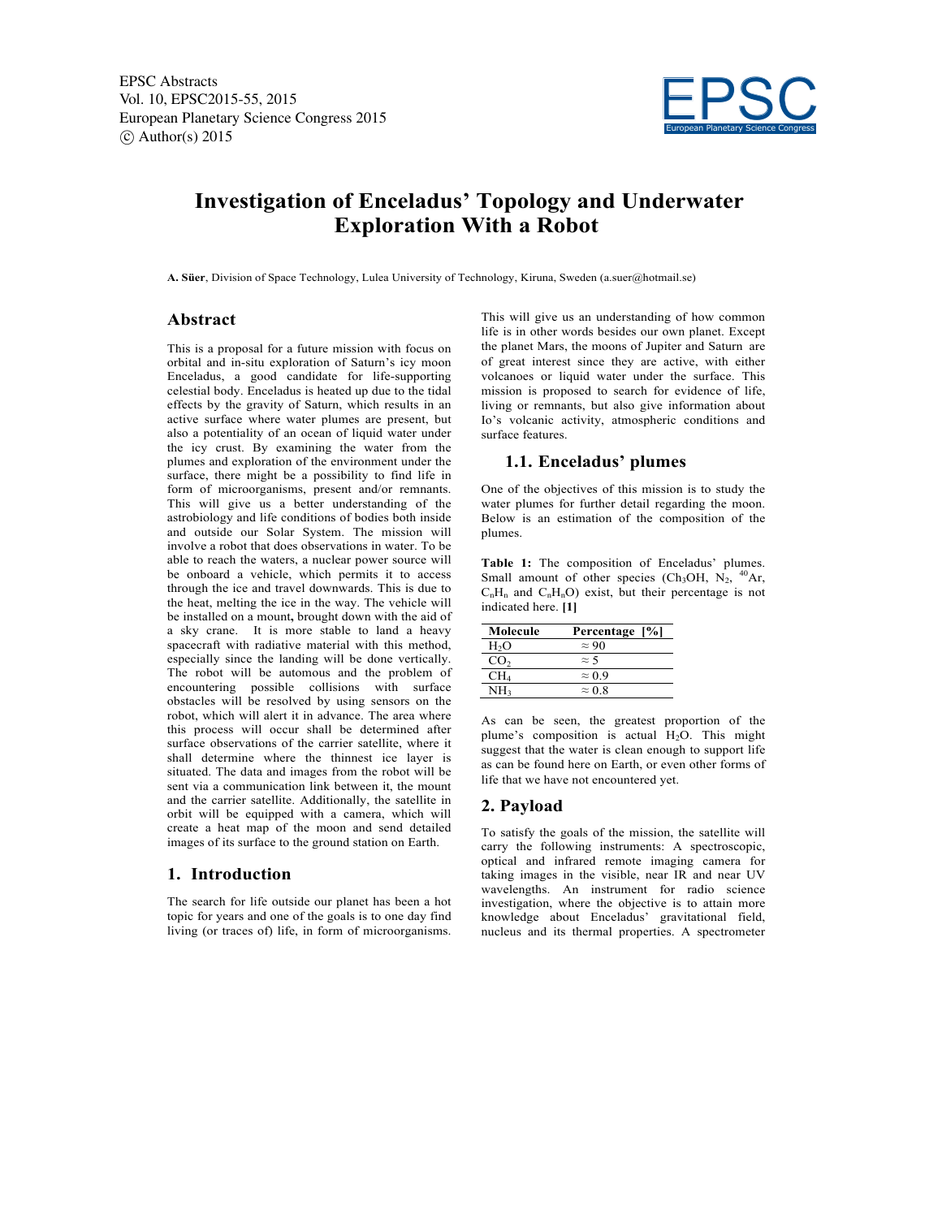# Investigation of Enceladus' Topology and Underwater Exploration With a Robot

**A. Süer**, Division of Space Technology, Lulea University of Technology, Kiruna, Sweden (a.suer@hotmail.se)

## Abstract

This is a proposal for a future mission with focus on orbital and in-situ exploration of Saturn's icy moon Enceladus, a good candidate for life-supporting celestial body. Enceladus is heated up due to the tidal effects by the gravity of Saturn, which results in an active surface where water plumes are present, but also a potentiality of an ocean of liquid water under the icy crust. By examining the water from the plumes and exploration of the environment under the surface, there might be a possibility to find life in form of microorganisms, present and/or remnants. This will give us a better understanding of the astrobiology and life conditions of bodies both inside and outside our Solar System. The mission will involve a robot that does observations in water. To be able to reach the waters, a nuclear power source will be onboard a vehicle, which permits it to access through the ice and travel downwards. This is due to the heat, melting the ice in the way. The vehicle will be installed on a mount**,** brought down with the aid of a sky crane. It is more stable to land a heavy spacecraft with radiative material with this method, especially since the landing will be done vertically. The robot will be automous and the problem of encountering possible collisions with surface obstacles will be resolved by using sensors on the robot, which will alert it in advance. The area where this process will occur shall be determined after surface observations of the carrier satellite, where it shall determine where the thinnest ice layer is situated. The data and images from the robot will be sent via a communication link between it, the mount and the carrier satellite. Additionally, the satellite in orbit will be equipped with a camera, which will create a heat map of the moon and send detailed images of its surface to the ground station on Earth.

## 1. Introduction

The search for life outside our planet has been a hot topic for years and one of the goals is to one day find living (or traces of) life, in form of microorganisms. This will give us an understanding of how common life is in other words besides our own planet. Except the planet Mars, the moons of Jupiter and Saturn are of great interest since they are active, with either volcanoes or liquid water under the surface. This mission is proposed to search for evidence of life, living or remnants, but also give information about Io's volcanic activity, atmospheric conditions and surface features.

### 1.1. Enceladus' plumes

One of the objectives of this mission is to study the water plumes for further detail regarding the moon. Below is an estimation of the composition of the plumes.

**Table 1:** The composition of Enceladus' plumes. Small amount of other species ($Ch_3OH$, $N_2$, $^{40}Ar$, $C_nH_n$ and $C_nH_nO$) exist, but their percentage is not indicated here. **[1]**

| Molecule | Percentage [%] |
|---|---|
| $H_2O$ | ≈ 90 |
| $CO_2$ | ≈ 5 |
| $CH_4$ | ≈ 0.9 |
| $NH_3$ | ≈ 0.8 |

As can be seen, the greatest proportion of the plume's composition is actual $H_2O$. This might suggest that the water is clean enough to support life as can be found here on Earth, or even other forms of life that we have not encountered yet.

## 2. Payload

To satisfy the goals of the mission, the satellite will carry the following instruments: A spectroscopic, optical and infrared remote imaging camera for taking images in the visible, near IR and near UV wavelengths. An instrument for radio science investigation, where the objective is to attain more knowledge about Enceladus' gravitational field, nucleus and its thermal properties. A spectrometer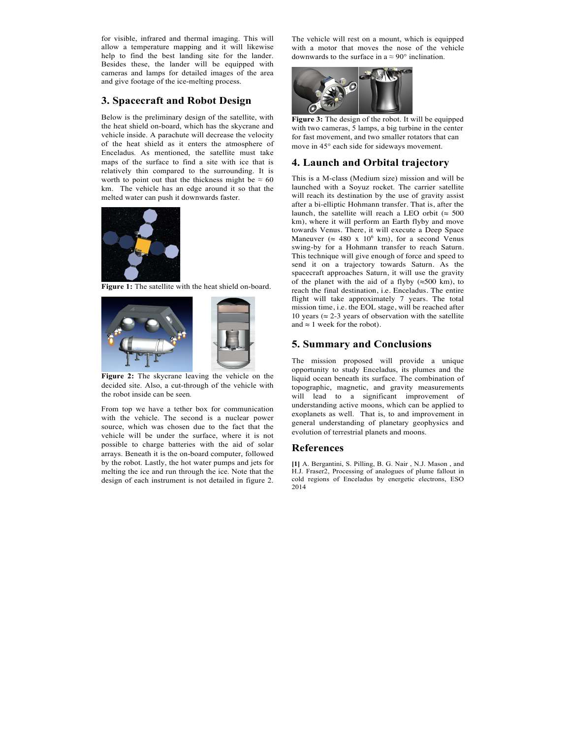for visible, infrared and thermal imaging. This will allow a temperature mapping and it will likewise help to find the best landing site for the lander. Besides these, the lander will be equipped with cameras and lamps for detailed images of the area and give footage of the ice-melting process.

## 3. Spacecraft and Robot Design

Below is the preliminary design of the satellite, with the heat shield on-board, which has the skycrane and vehicle inside. A parachute will decrease the velocity of the heat shield as it enters the atmosphere of Enceladus. As mentioned, the satellite must take maps of the surface to find a site with ice that is relatively thin compared to the surrounding. It is worth to point out that the thickness might be ≈ 60 km. The vehicle has an edge around it so that the melted water can push it downwards faster.

**Figure 1:** The satellite with the heat shield on-board.

**Figure 2:** The skycrane leaving the vehicle on the decided site. Also, a cut-through of the vehicle with the robot inside can be seen.

From top we have a tether box for communication with the vehicle. The second is a nuclear power source, which was chosen due to the fact that the vehicle will be under the surface, where it is not possible to charge batteries with the aid of solar arrays. Beneath it is the on-board computer, followed by the robot. Lastly, the hot water pumps and jets for melting the ice and run through the ice. Note that the design of each instrument is not detailed in figure 2.

The vehicle will rest on a mount, which is equipped with a motor that moves the nose of the vehicle downwards to the surface in a ≈ 90° inclination.

**Figure 3:** The design of the robot. It will be equipped with two cameras, 5 lamps, a big turbine in the center for fast movement, and two smaller rotators that can move in 45° each side for sideways movement.

## 4. Launch and Orbital trajectory

This is a M-class (Medium size) mission and will be launched with a Soyuz rocket. The carrier satellite will reach its destination by the use of gravity assist after a bi-elliptic Hohmann transfer. That is, after the launch, the satellite will reach a LEO orbit (≈ 500 km), where it will perform an Earth flyby and move towards Venus. There, it will execute a Deep Space Maneuver (≈ 480 x $10^6$ km), for a second Venus swing-by for a Hohmann transfer to reach Saturn. This technique will give enough of force and speed to send it on a trajectory towards Saturn. As the spacecraft approaches Saturn, it will use the gravity of the planet with the aid of a flyby (≈500 km), to reach the final destination, i.e. Enceladus. The entire flight will take approximately 7 years. The total mission time, i.e. the EOL stage, will be reached after 10 years (≈ 2-3 years of observation with the satellite and ≈ 1 week for the robot).

## 5. Summary and Conclusions

The mission proposed will provide a unique opportunity to study Enceladus, its plumes and the liquid ocean beneath its surface. The combination of topographic, magnetic, and gravity measurements will lead to a significant improvement of understanding active moons, which can be applied to exoplanets as well. That is, to and improvement in general understanding of planetary geophysics and evolution of terrestrial planets and moons.

## References

**[1]** A. Bergantini, S. Pilling, B. G. Nair , N.J. Mason , and H.J. Fraser2, Processing of analogues of plume fallout in cold regions of Enceladus by energetic electrons, ESO 2014